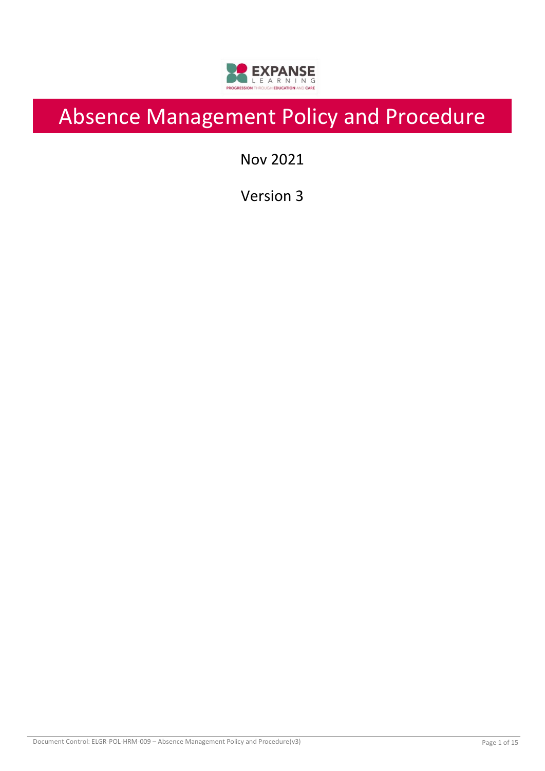# Absence Management Policy and Procedure

Nov 2021

Version 3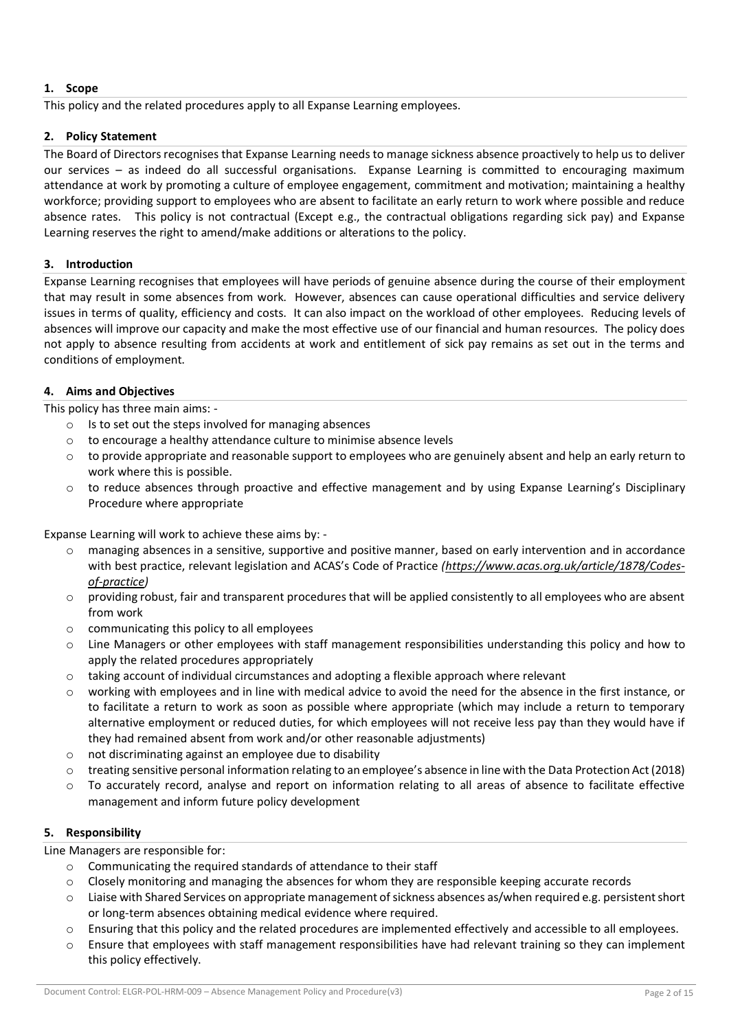## 1. Scope

This policy and the related procedures apply to all Expanse Learning employees.

## 2. Policy Statement

The Board of Directors recognises that Expanse Learning needs to manage sickness absence proactively to help us to deliver our services – as indeed do all successful organisations. Expanse Learning is committed to encouraging maximum attendance at work by promoting a culture of employee engagement, commitment and motivation; maintaining a healthy workforce; providing support to employees who are absent to facilitate an early return to work where possible and reduce absence rates. This policy is not contractual (Except e.g., the contractual obligations regarding sick pay) and Expanse Learning reserves the right to amend/make additions or alterations to the policy.

## 3. Introduction

Expanse Learning recognises that employees will have periods of genuine absence during the course of their employment that may result in some absences from work. However, absences can cause operational difficulties and service delivery issues in terms of quality, efficiency and costs. It can also impact on the workload of other employees. Reducing levels of absences will improve our capacity and make the most effective use of our financial and human resources. The policy does not apply to absence resulting from accidents at work and entitlement of sick pay remains as set out in the terms and conditions of employment.

## 4. Aims and Objectives

This policy has three main aims: -

- Is to set out the steps involved for managing absences
- to encourage a healthy attendance culture to minimise absence levels
- to provide appropriate and reasonable support to employees who are genuinely absent and help an early return to work where this is possible.
- to reduce absences through proactive and effective management and by using Expanse Learning's Disciplinary Procedure where appropriate

Expanse Learning will work to achieve these aims by: -

- managing absences in a sensitive, supportive and positive manner, based on early intervention and in accordance with best practice, relevant legislation and ACAS's Code of Practice *(https://www.acas.org.uk/article/1878/Codes-of-practice)*
- providing robust, fair and transparent procedures that will be applied consistently to all employees who are absent from work
- communicating this policy to all employees
- Line Managers or other employees with staff management responsibilities understanding this policy and how to apply the related procedures appropriately
- taking account of individual circumstances and adopting a flexible approach where relevant
- working with employees and in line with medical advice to avoid the need for the absence in the first instance, or to facilitate a return to work as soon as possible where appropriate (which may include a return to temporary alternative employment or reduced duties, for which employees will not receive less pay than they would have if they had remained absent from work and/or other reasonable adjustments)
- not discriminating against an employee due to disability
- treating sensitive personal information relating to an employee's absence in line with the Data Protection Act (2018)
- To accurately record, analyse and report on information relating to all areas of absence to facilitate effective management and inform future policy development

## 5. Responsibility

Line Managers are responsible for:

- Communicating the required standards of attendance to their staff
- Closely monitoring and managing the absences for whom they are responsible keeping accurate records
- Liaise with Shared Services on appropriate management of sickness absences as/when required e.g. persistent short or long-term absences obtaining medical evidence where required.
- Ensuring that this policy and the related procedures are implemented effectively and accessible to all employees.
- Ensure that employees with staff management responsibilities have had relevant training so they can implement this policy effectively.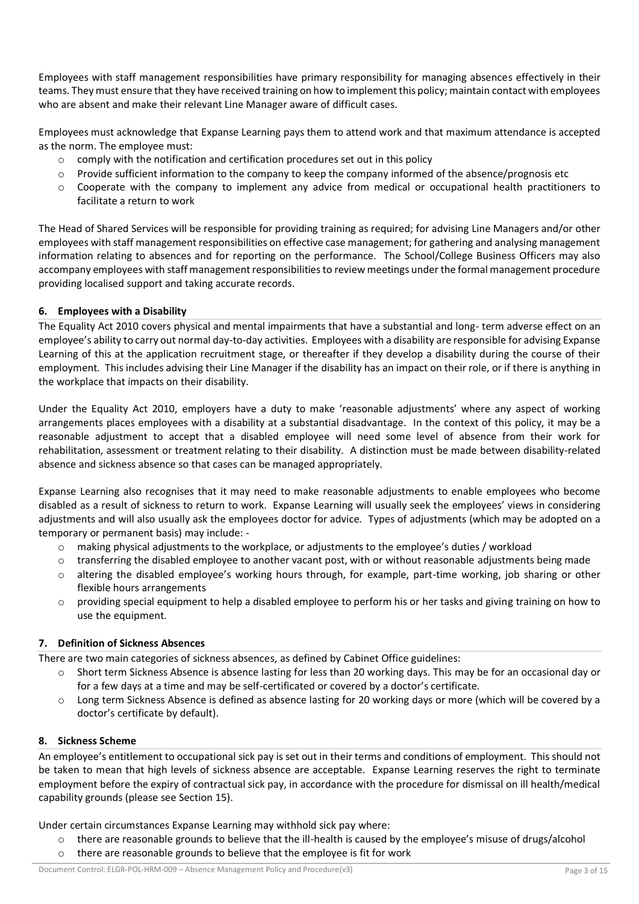Employees with staff management responsibilities have primary responsibility for managing absences effectively in their teams. They must ensure that they have received training on how to implement this policy; maintain contact with employees who are absent and make their relevant Line Manager aware of difficult cases.

Employees must acknowledge that Expanse Learning pays them to attend work and that maximum attendance is accepted as the norm. The employee must:

- comply with the notification and certification procedures set out in this policy
- Provide sufficient information to the company to keep the company informed of the absence/prognosis etc
- Cooperate with the company to implement any advice from medical or occupational health practitioners to facilitate a return to work

The Head of Shared Services will be responsible for providing training as required; for advising Line Managers and/or other employees with staff management responsibilities on effective case management; for gathering and analysing management information relating to absences and for reporting on the performance. The School/College Business Officers may also accompany employees with staff management responsibilities to review meetings under the formal management procedure providing localised support and taking accurate records.

## 6. Employees with a Disability

The Equality Act 2010 covers physical and mental impairments that have a substantial and long- term adverse effect on an employee's ability to carry out normal day-to-day activities. Employees with a disability are responsible for advising Expanse Learning of this at the application recruitment stage, or thereafter if they develop a disability during the course of their employment. This includes advising their Line Manager if the disability has an impact on their role, or if there is anything in the workplace that impacts on their disability.

Under the Equality Act 2010, employers have a duty to make 'reasonable adjustments' where any aspect of working arrangements places employees with a disability at a substantial disadvantage. In the context of this policy, it may be a reasonable adjustment to accept that a disabled employee will need some level of absence from their work for rehabilitation, assessment or treatment relating to their disability. A distinction must be made between disability-related absence and sickness absence so that cases can be managed appropriately.

Expanse Learning also recognises that it may need to make reasonable adjustments to enable employees who become disabled as a result of sickness to return to work. Expanse Learning will usually seek the employees' views in considering adjustments and will also usually ask the employees doctor for advice. Types of adjustments (which may be adopted on a temporary or permanent basis) may include: -

- making physical adjustments to the workplace, or adjustments to the employee's duties / workload
- transferring the disabled employee to another vacant post, with or without reasonable adjustments being made
- altering the disabled employee's working hours through, for example, part-time working, job sharing or other flexible hours arrangements
- providing special equipment to help a disabled employee to perform his or her tasks and giving training on how to use the equipment.

## 7. Definition of Sickness Absences

There are two main categories of sickness absences, as defined by Cabinet Office guidelines:

- Short term Sickness Absence is absence lasting for less than 20 working days. This may be for an occasional day or for a few days at a time and may be self-certificated or covered by a doctor's certificate.
- Long term Sickness Absence is defined as absence lasting for 20 working days or more (which will be covered by a doctor's certificate by default).

## 8. Sickness Scheme

An employee's entitlement to occupational sick pay is set out in their terms and conditions of employment. This should not be taken to mean that high levels of sickness absence are acceptable. Expanse Learning reserves the right to terminate employment before the expiry of contractual sick pay, in accordance with the procedure for dismissal on ill health/medical capability grounds (please see Section 15).

Under certain circumstances Expanse Learning may withhold sick pay where:

- there are reasonable grounds to believe that the ill-health is caused by the employee's misuse of drugs/alcohol
- there are reasonable grounds to believe that the employee is fit for work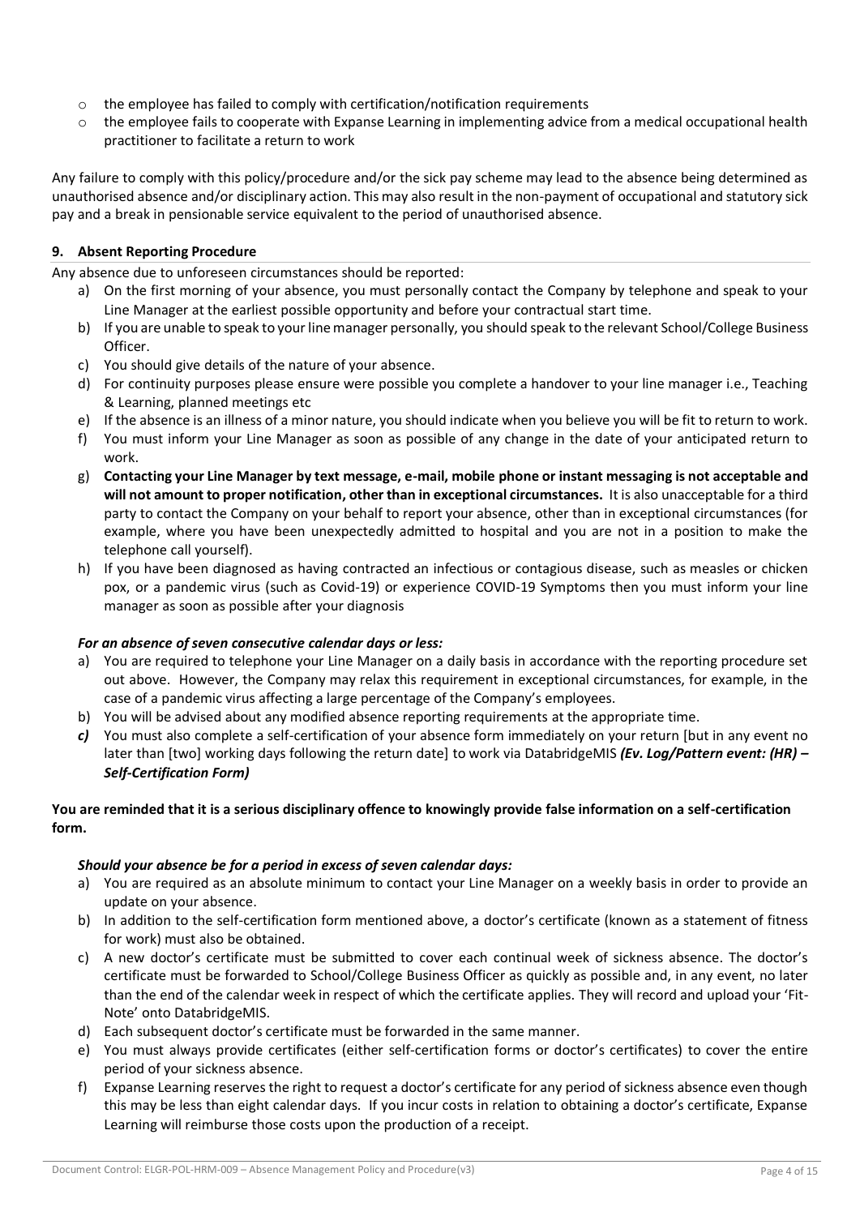- the employee has failed to comply with certification/notification requirements
- the employee fails to cooperate with Expanse Learning in implementing advice from a medical occupational health practitioner to facilitate a return to work

Any failure to comply with this policy/procedure and/or the sick pay scheme may lead to the absence being determined as unauthorised absence and/or disciplinary action. This may also result in the non-payment of occupational and statutory sick pay and a break in pensionable service equivalent to the period of unauthorised absence.

## 9. Absent Reporting Procedure

Any absence due to unforeseen circumstances should be reported:

a) On the first morning of your absence, you must personally contact the Company by telephone and speak to your Line Manager at the earliest possible opportunity and before your contractual start time.
b) If you are unable to speak to your line manager personally, you should speak to the relevant School/College Business Officer.
c) You should give details of the nature of your absence.
d) For continuity purposes please ensure were possible you complete a handover to your line manager i.e., Teaching & Learning, planned meetings etc
e) If the absence is an illness of a minor nature, you should indicate when you believe you will be fit to return to work.
f) You must inform your Line Manager as soon as possible of any change in the date of your anticipated return to work.
g) **Contacting your Line Manager by text message, e-mail, mobile phone or instant messaging is not acceptable and will not amount to proper notification, other than in exceptional circumstances.** It is also unacceptable for a third party to contact the Company on your behalf to report your absence, other than in exceptional circumstances (for example, where you have been unexpectedly admitted to hospital and you are not in a position to make the telephone call yourself).
h) If you have been diagnosed as having contracted an infectious or contagious disease, such as measles or chicken pox, or a pandemic virus (such as Covid-19) or experience COVID-19 Symptoms then you must inform your line manager as soon as possible after your diagnosis

***For an absence of seven consecutive calendar days or less:***

a) You are required to telephone your Line Manager on a daily basis in accordance with the reporting procedure set out above. However, the Company may relax this requirement in exceptional circumstances, for example, in the case of a pandemic virus affecting a large percentage of the Company's employees.
b) You will be advised about any modified absence reporting requirements at the appropriate time.
c) You must also complete a self-certification of your absence form immediately on your return [but in any event no later than [two] working days following the return date] to work via DatabridgeMIS ***(Ev. Log/Pattern event: (HR) – Self-Certification Form)***

**You are reminded that it is a serious disciplinary offence to knowingly provide false information on a self-certification form.**

***Should your absence be for a period in excess of seven calendar days:***

a) You are required as an absolute minimum to contact your Line Manager on a weekly basis in order to provide an update on your absence.
b) In addition to the self-certification form mentioned above, a doctor's certificate (known as a statement of fitness for work) must also be obtained.
c) A new doctor's certificate must be submitted to cover each continual week of sickness absence. The doctor's certificate must be forwarded to School/College Business Officer as quickly as possible and, in any event, no later than the end of the calendar week in respect of which the certificate applies. They will record and upload your 'Fit-Note' onto DatabridgeMIS.
d) Each subsequent doctor's certificate must be forwarded in the same manner.
e) You must always provide certificates (either self-certification forms or doctor's certificates) to cover the entire period of your sickness absence.
f) Expanse Learning reserves the right to request a doctor's certificate for any period of sickness absence even though this may be less than eight calendar days. If you incur costs in relation to obtaining a doctor's certificate, Expanse Learning will reimburse those costs upon the production of a receipt.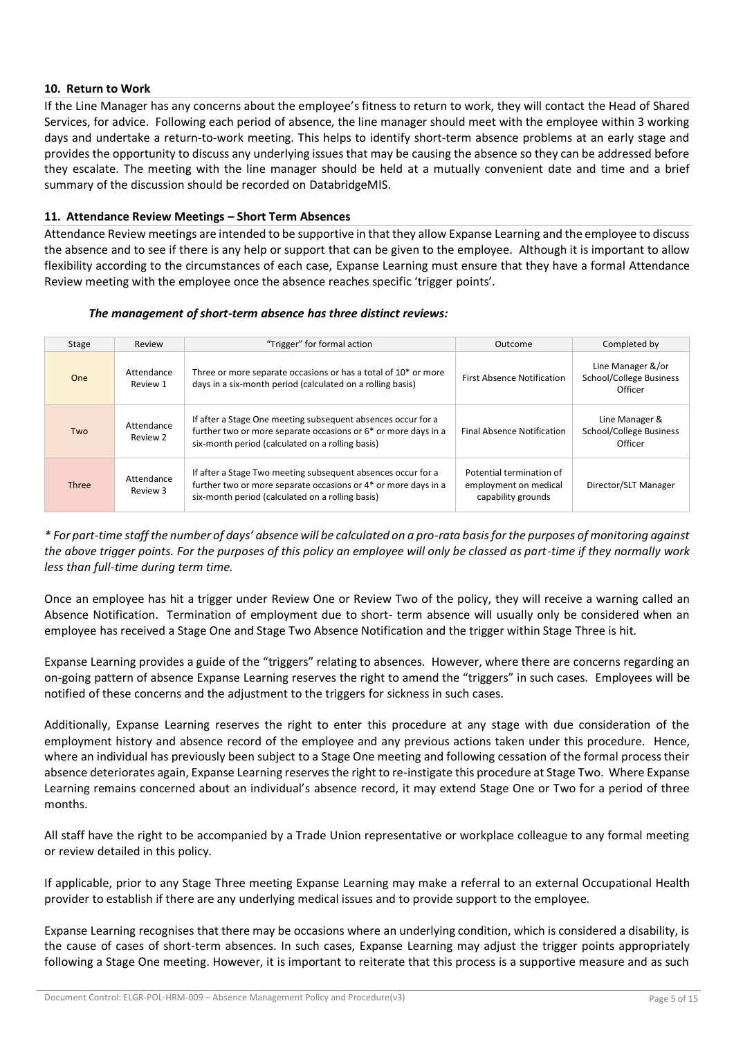## 10. Return to Work

If the Line Manager has any concerns about the employee's fitness to return to work, they will contact the Head of Shared Services, for advice. Following each period of absence, the line manager should meet with the employee within 3 working days and undertake a return-to-work meeting. This helps to identify short-term absence problems at an early stage and provides the opportunity to discuss any underlying issues that may be causing the absence so they can be addressed before they escalate. The meeting with the line manager should be held at a mutually convenient date and time and a brief summary of the discussion should be recorded on DatabridgeMIS.

## 11. Attendance Review Meetings – Short Term Absences

Attendance Review meetings are intended to be supportive in that they allow Expanse Learning and the employee to discuss the absence and to see if there is any help or support that can be given to the employee. Although it is important to allow flexibility according to the circumstances of each case, Expanse Learning must ensure that they have a formal Attendance Review meeting with the employee once the absence reaches specific 'trigger points'.

***The management of short-term absence has three distinct reviews:***

| Stage | Review | "Trigger" for formal action | Outcome | Completed by |
|---|---|---|---|---|
| One | Attendance Review 1 | Three or more separate occasions or has a total of 10* or more days in a six-month period (calculated on a rolling basis) | First Absence Notification | Line Manager &/or School/College Business Officer |
| Two | Attendance Review 2 | If after a Stage One meeting subsequent absences occur for a further two or more separate occasions or 6* or more days in a six-month period (calculated on a rolling basis) | Final Absence Notification | Line Manager & School/College Business Officer |
| Three | Attendance Review 3 | If after a Stage Two meeting subsequent absences occur for a further two or more separate occasions or 4* or more days in a six-month period (calculated on a rolling basis) | Potential termination of employment on medical capability grounds | Director/SLT Manager |

*\* For part-time staff the number of days' absence will be calculated on a pro-rata basis for the purposes of monitoring against the above trigger points. For the purposes of this policy an employee will only be classed as part-time if they normally work less than full-time during term time.*

Once an employee has hit a trigger under Review One or Review Two of the policy, they will receive a warning called an Absence Notification. Termination of employment due to short- term absence will usually only be considered when an employee has received a Stage One and Stage Two Absence Notification and the trigger within Stage Three is hit.

Expanse Learning provides a guide of the "triggers" relating to absences. However, where there are concerns regarding an on-going pattern of absence Expanse Learning reserves the right to amend the "triggers" in such cases. Employees will be notified of these concerns and the adjustment to the triggers for sickness in such cases.

Additionally, Expanse Learning reserves the right to enter this procedure at any stage with due consideration of the employment history and absence record of the employee and any previous actions taken under this procedure. Hence, where an individual has previously been subject to a Stage One meeting and following cessation of the formal process their absence deteriorates again, Expanse Learning reserves the right to re-instigate this procedure at Stage Two. Where Expanse Learning remains concerned about an individual's absence record, it may extend Stage One or Two for a period of three months.

All staff have the right to be accompanied by a Trade Union representative or workplace colleague to any formal meeting or review detailed in this policy.

If applicable, prior to any Stage Three meeting Expanse Learning may make a referral to an external Occupational Health provider to establish if there are any underlying medical issues and to provide support to the employee.

Expanse Learning recognises that there may be occasions where an underlying condition, which is considered a disability, is the cause of cases of short-term absences. In such cases, Expanse Learning may adjust the trigger points appropriately following a Stage One meeting. However, it is important to reiterate that this process is a supportive measure and as such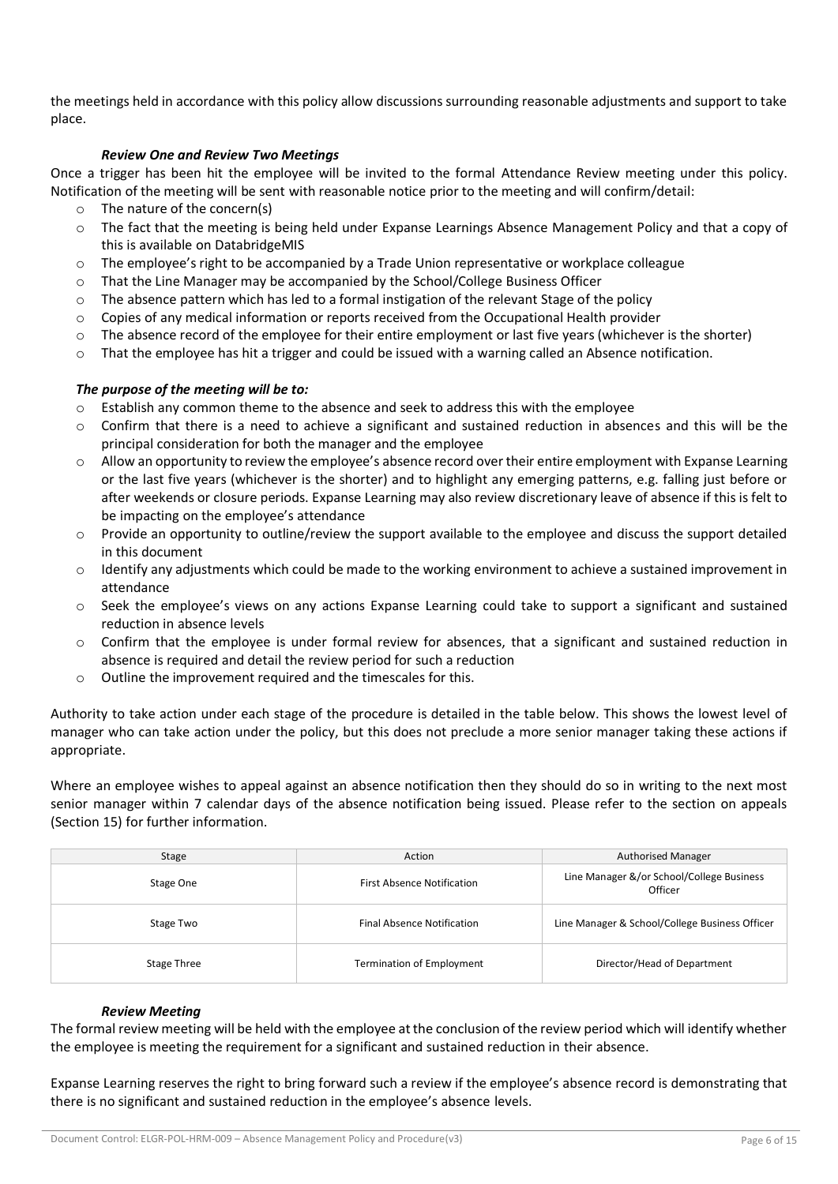the meetings held in accordance with this policy allow discussions surrounding reasonable adjustments and support to take place.

### *Review One and Review Two Meetings*

Once a trigger has been hit the employee will be invited to the formal Attendance Review meeting under this policy. Notification of the meeting will be sent with reasonable notice prior to the meeting and will confirm/detail:

- The nature of the concern(s)
- The fact that the meeting is being held under Expanse Learnings Absence Management Policy and that a copy of this is available on DatabridgeMIS
- The employee's right to be accompanied by a Trade Union representative or workplace colleague
- That the Line Manager may be accompanied by the School/College Business Officer
- The absence pattern which has led to a formal instigation of the relevant Stage of the policy
- Copies of any medical information or reports received from the Occupational Health provider
- The absence record of the employee for their entire employment or last five years (whichever is the shorter)
- That the employee has hit a trigger and could be issued with a warning called an Absence notification.

### *The purpose of the meeting will be to:*

- Establish any common theme to the absence and seek to address this with the employee
- Confirm that there is a need to achieve a significant and sustained reduction in absences and this will be the principal consideration for both the manager and the employee
- Allow an opportunity to review the employee's absence record over their entire employment with Expanse Learning or the last five years (whichever is the shorter) and to highlight any emerging patterns, e.g. falling just before or after weekends or closure periods. Expanse Learning may also review discretionary leave of absence if this is felt to be impacting on the employee's attendance
- Provide an opportunity to outline/review the support available to the employee and discuss the support detailed in this document
- Identify any adjustments which could be made to the working environment to achieve a sustained improvement in attendance
- Seek the employee's views on any actions Expanse Learning could take to support a significant and sustained reduction in absence levels
- Confirm that the employee is under formal review for absences, that a significant and sustained reduction in absence is required and detail the review period for such a reduction
- Outline the improvement required and the timescales for this.

Authority to take action under each stage of the procedure is detailed in the table below. This shows the lowest level of manager who can take action under the policy, but this does not preclude a more senior manager taking these actions if appropriate.

Where an employee wishes to appeal against an absence notification then they should do so in writing to the next most senior manager within 7 calendar days of the absence notification being issued. Please refer to the section on appeals (Section 15) for further information.

| Stage | Action | Authorised Manager |
| --- | --- | --- |
| Stage One | First Absence Notification | Line Manager &/or School/College Business Officer |
| Stage Two | Final Absence Notification | Line Manager & School/College Business Officer |
| Stage Three | Termination of Employment | Director/Head of Department |

### *Review Meeting*

The formal review meeting will be held with the employee at the conclusion of the review period which will identify whether the employee is meeting the requirement for a significant and sustained reduction in their absence.

Expanse Learning reserves the right to bring forward such a review if the employee's absence record is demonstrating that there is no significant and sustained reduction in the employee's absence levels.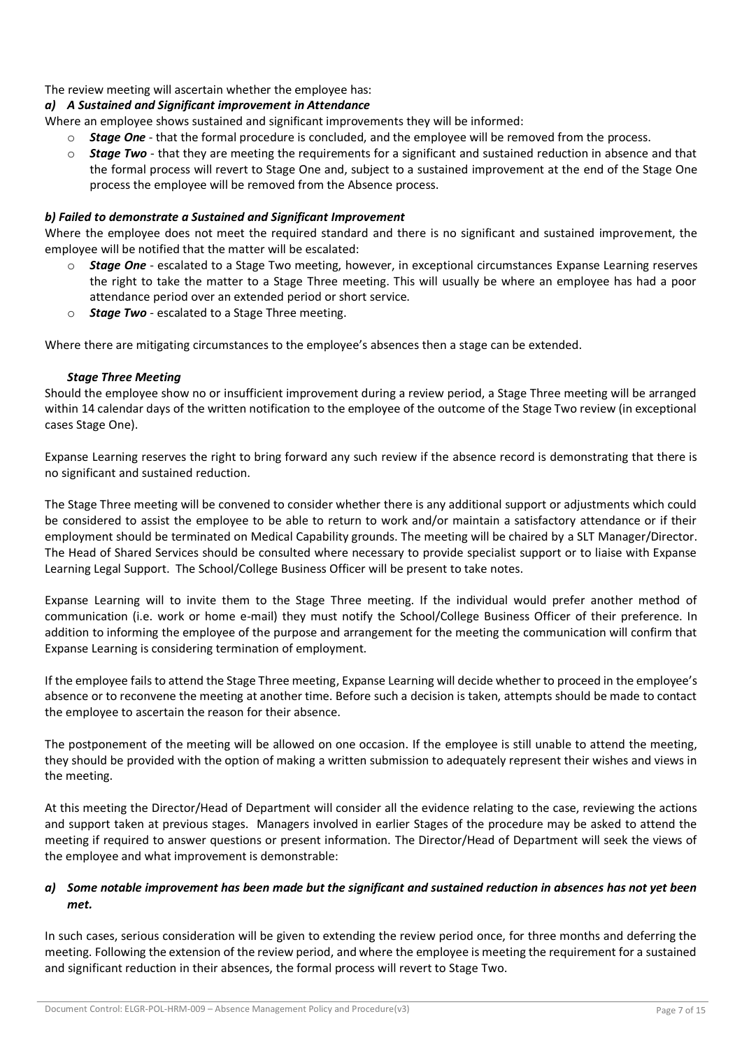The review meeting will ascertain whether the employee has:

***a) A Sustained and Significant improvement in Attendance***

Where an employee shows sustained and significant improvements they will be informed:

- ***Stage One*** - that the formal procedure is concluded, and the employee will be removed from the process.
- ***Stage Two*** - that they are meeting the requirements for a significant and sustained reduction in absence and that the formal process will revert to Stage One and, subject to a sustained improvement at the end of the Stage One process the employee will be removed from the Absence process.

***b) Failed to demonstrate a Sustained and Significant Improvement***

Where the employee does not meet the required standard and there is no significant and sustained improvement, the employee will be notified that the matter will be escalated:

- ***Stage One*** - escalated to a Stage Two meeting, however, in exceptional circumstances Expanse Learning reserves the right to take the matter to a Stage Three meeting. This will usually be where an employee has had a poor attendance period over an extended period or short service.
- ***Stage Two*** - escalated to a Stage Three meeting.

Where there are mitigating circumstances to the employee's absences then a stage can be extended.

***Stage Three Meeting***

Should the employee show no or insufficient improvement during a review period, a Stage Three meeting will be arranged within 14 calendar days of the written notification to the employee of the outcome of the Stage Two review (in exceptional cases Stage One).

Expanse Learning reserves the right to bring forward any such review if the absence record is demonstrating that there is no significant and sustained reduction.

The Stage Three meeting will be convened to consider whether there is any additional support or adjustments which could be considered to assist the employee to be able to return to work and/or maintain a satisfactory attendance or if their employment should be terminated on Medical Capability grounds. The meeting will be chaired by a SLT Manager/Director. The Head of Shared Services should be consulted where necessary to provide specialist support or to liaise with Expanse Learning Legal Support. The School/College Business Officer will be present to take notes.

Expanse Learning will to invite them to the Stage Three meeting. If the individual would prefer another method of communication (i.e. work or home e-mail) they must notify the School/College Business Officer of their preference. In addition to informing the employee of the purpose and arrangement for the meeting the communication will confirm that Expanse Learning is considering termination of employment.

If the employee fails to attend the Stage Three meeting, Expanse Learning will decide whether to proceed in the employee's absence or to reconvene the meeting at another time. Before such a decision is taken, attempts should be made to contact the employee to ascertain the reason for their absence.

The postponement of the meeting will be allowed on one occasion. If the employee is still unable to attend the meeting, they should be provided with the option of making a written submission to adequately represent their wishes and views in the meeting.

At this meeting the Director/Head of Department will consider all the evidence relating to the case, reviewing the actions and support taken at previous stages. Managers involved in earlier Stages of the procedure may be asked to attend the meeting if required to answer questions or present information. The Director/Head of Department will seek the views of the employee and what improvement is demonstrable:

***a) Some notable improvement has been made but the significant and sustained reduction in absences has not yet been met.***

In such cases, serious consideration will be given to extending the review period once, for three months and deferring the meeting. Following the extension of the review period, and where the employee is meeting the requirement for a sustained and significant reduction in their absences, the formal process will revert to Stage Two.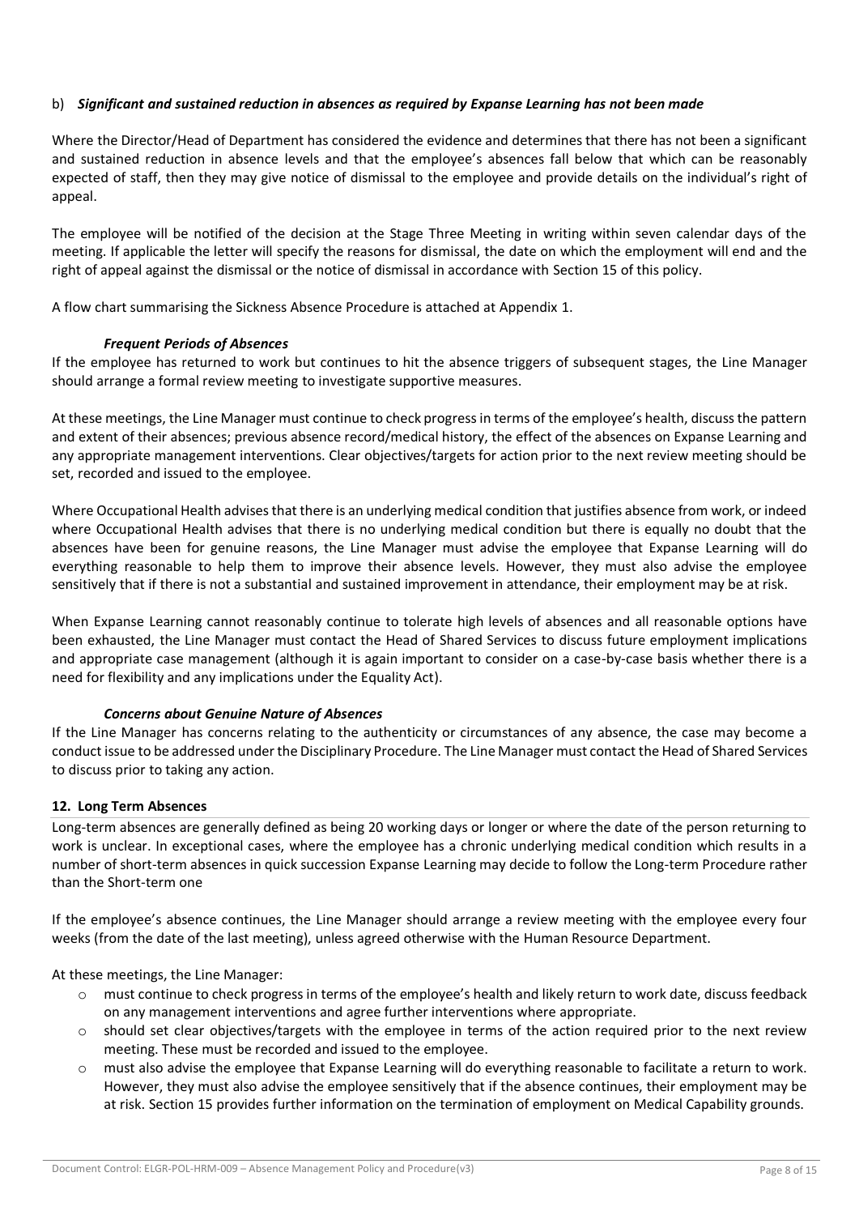b) ***Significant and sustained reduction in absences as required by Expanse Learning has not been made***

Where the Director/Head of Department has considered the evidence and determines that there has not been a significant and sustained reduction in absence levels and that the employee's absences fall below that which can be reasonably expected of staff, then they may give notice of dismissal to the employee and provide details on the individual's right of appeal.

The employee will be notified of the decision at the Stage Three Meeting in writing within seven calendar days of the meeting. If applicable the letter will specify the reasons for dismissal, the date on which the employment will end and the right of appeal against the dismissal or the notice of dismissal in accordance with Section 15 of this policy.

A flow chart summarising the Sickness Absence Procedure is attached at Appendix 1.

***Frequent Periods of Absences***

If the employee has returned to work but continues to hit the absence triggers of subsequent stages, the Line Manager should arrange a formal review meeting to investigate supportive measures.

At these meetings, the Line Manager must continue to check progress in terms of the employee's health, discuss the pattern and extent of their absences; previous absence record/medical history, the effect of the absences on Expanse Learning and any appropriate management interventions. Clear objectives/targets for action prior to the next review meeting should be set, recorded and issued to the employee.

Where Occupational Health advises that there is an underlying medical condition that justifies absence from work, or indeed where Occupational Health advises that there is no underlying medical condition but there is equally no doubt that the absences have been for genuine reasons, the Line Manager must advise the employee that Expanse Learning will do everything reasonable to help them to improve their absence levels. However, they must also advise the employee sensitively that if there is not a substantial and sustained improvement in attendance, their employment may be at risk.

When Expanse Learning cannot reasonably continue to tolerate high levels of absences and all reasonable options have been exhausted, the Line Manager must contact the Head of Shared Services to discuss future employment implications and appropriate case management (although it is again important to consider on a case-by-case basis whether there is a need for flexibility and any implications under the Equality Act).

***Concerns about Genuine Nature of Absences***

If the Line Manager has concerns relating to the authenticity or circumstances of any absence, the case may become a conduct issue to be addressed under the Disciplinary Procedure. The Line Manager must contact the Head of Shared Services to discuss prior to taking any action.

## 12. Long Term Absences

Long-term absences are generally defined as being 20 working days or longer or where the date of the person returning to work is unclear. In exceptional cases, where the employee has a chronic underlying medical condition which results in a number of short-term absences in quick succession Expanse Learning may decide to follow the Long-term Procedure rather than the Short-term one

If the employee's absence continues, the Line Manager should arrange a review meeting with the employee every four weeks (from the date of the last meeting), unless agreed otherwise with the Human Resource Department.

At these meetings, the Line Manager:

- must continue to check progress in terms of the employee's health and likely return to work date, discuss feedback on any management interventions and agree further interventions where appropriate.
- should set clear objectives/targets with the employee in terms of the action required prior to the next review meeting. These must be recorded and issued to the employee.
- must also advise the employee that Expanse Learning will do everything reasonable to facilitate a return to work. However, they must also advise the employee sensitively that if the absence continues, their employment may be at risk. Section 15 provides further information on the termination of employment on Medical Capability grounds.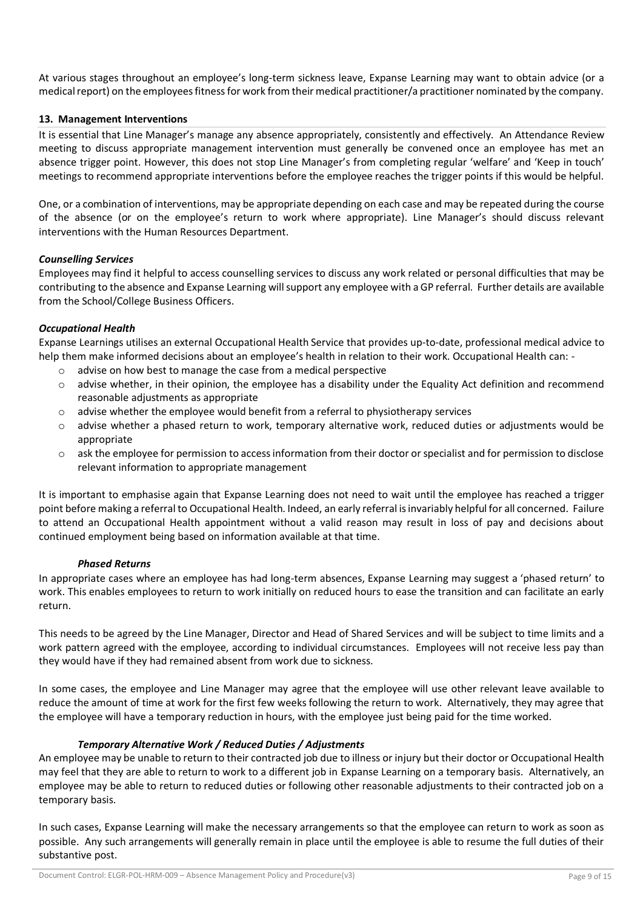At various stages throughout an employee's long-term sickness leave, Expanse Learning may want to obtain advice (or a medical report) on the employees fitness for work from their medical practitioner/a practitioner nominated by the company.

## 13. Management Interventions

It is essential that Line Manager's manage any absence appropriately, consistently and effectively. An Attendance Review meeting to discuss appropriate management intervention must generally be convened once an employee has met an absence trigger point. However, this does not stop Line Manager's from completing regular 'welfare' and 'Keep in touch' meetings to recommend appropriate interventions before the employee reaches the trigger points if this would be helpful.

One, or a combination of interventions, may be appropriate depending on each case and may be repeated during the course of the absence (or on the employee's return to work where appropriate). Line Manager's should discuss relevant interventions with the Human Resources Department.

### *Counselling Services*

Employees may find it helpful to access counselling services to discuss any work related or personal difficulties that may be contributing to the absence and Expanse Learning will support any employee with a GP referral. Further details are available from the School/College Business Officers.

### *Occupational Health*

Expanse Learnings utilises an external Occupational Health Service that provides up-to-date, professional medical advice to help them make informed decisions about an employee's health in relation to their work. Occupational Health can: -

- advise on how best to manage the case from a medical perspective
- advise whether, in their opinion, the employee has a disability under the Equality Act definition and recommend reasonable adjustments as appropriate
- advise whether the employee would benefit from a referral to physiotherapy services
- advise whether a phased return to work, temporary alternative work, reduced duties or adjustments would be appropriate
- ask the employee for permission to access information from their doctor or specialist and for permission to disclose relevant information to appropriate management

It is important to emphasise again that Expanse Learning does not need to wait until the employee has reached a trigger point before making a referral to Occupational Health. Indeed, an early referral is invariably helpful for all concerned. Failure to attend an Occupational Health appointment without a valid reason may result in loss of pay and decisions about continued employment being based on information available at that time.

### *Phased Returns*

In appropriate cases where an employee has had long-term absences, Expanse Learning may suggest a 'phased return' to work. This enables employees to return to work initially on reduced hours to ease the transition and can facilitate an early return.

This needs to be agreed by the Line Manager, Director and Head of Shared Services and will be subject to time limits and a work pattern agreed with the employee, according to individual circumstances. Employees will not receive less pay than they would have if they had remained absent from work due to sickness.

In some cases, the employee and Line Manager may agree that the employee will use other relevant leave available to reduce the amount of time at work for the first few weeks following the return to work. Alternatively, they may agree that the employee will have a temporary reduction in hours, with the employee just being paid for the time worked.

### *Temporary Alternative Work / Reduced Duties / Adjustments*

An employee may be unable to return to their contracted job due to illness or injury but their doctor or Occupational Health may feel that they are able to return to work to a different job in Expanse Learning on a temporary basis. Alternatively, an employee may be able to return to reduced duties or following other reasonable adjustments to their contracted job on a temporary basis.

In such cases, Expanse Learning will make the necessary arrangements so that the employee can return to work as soon as possible. Any such arrangements will generally remain in place until the employee is able to resume the full duties of their substantive post.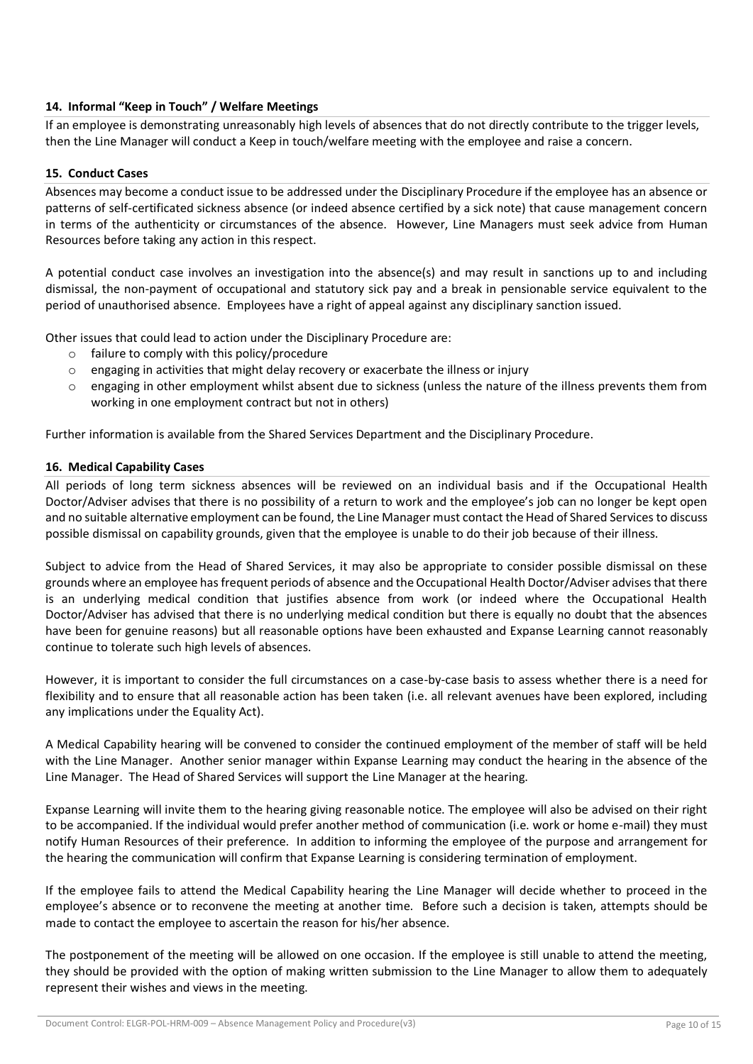### 14. Informal "Keep in Touch" / Welfare Meetings

If an employee is demonstrating unreasonably high levels of absences that do not directly contribute to the trigger levels, then the Line Manager will conduct a Keep in touch/welfare meeting with the employee and raise a concern.

### 15. Conduct Cases

Absences may become a conduct issue to be addressed under the Disciplinary Procedure if the employee has an absence or patterns of self-certificated sickness absence (or indeed absence certified by a sick note) that cause management concern in terms of the authenticity or circumstances of the absence. However, Line Managers must seek advice from Human Resources before taking any action in this respect.

A potential conduct case involves an investigation into the absence(s) and may result in sanctions up to and including dismissal, the non-payment of occupational and statutory sick pay and a break in pensionable service equivalent to the period of unauthorised absence. Employees have a right of appeal against any disciplinary sanction issued.

Other issues that could lead to action under the Disciplinary Procedure are:

- failure to comply with this policy/procedure
- engaging in activities that might delay recovery or exacerbate the illness or injury
- engaging in other employment whilst absent due to sickness (unless the nature of the illness prevents them from working in one employment contract but not in others)

Further information is available from the Shared Services Department and the Disciplinary Procedure.

### 16. Medical Capability Cases

All periods of long term sickness absences will be reviewed on an individual basis and if the Occupational Health Doctor/Adviser advises that there is no possibility of a return to work and the employee's job can no longer be kept open and no suitable alternative employment can be found, the Line Manager must contact the Head of Shared Services to discuss possible dismissal on capability grounds, given that the employee is unable to do their job because of their illness.

Subject to advice from the Head of Shared Services, it may also be appropriate to consider possible dismissal on these grounds where an employee has frequent periods of absence and the Occupational Health Doctor/Adviser advises that there is an underlying medical condition that justifies absence from work (or indeed where the Occupational Health Doctor/Adviser has advised that there is no underlying medical condition but there is equally no doubt that the absences have been for genuine reasons) but all reasonable options have been exhausted and Expanse Learning cannot reasonably continue to tolerate such high levels of absences.

However, it is important to consider the full circumstances on a case-by-case basis to assess whether there is a need for flexibility and to ensure that all reasonable action has been taken (i.e. all relevant avenues have been explored, including any implications under the Equality Act).

A Medical Capability hearing will be convened to consider the continued employment of the member of staff will be held with the Line Manager. Another senior manager within Expanse Learning may conduct the hearing in the absence of the Line Manager. The Head of Shared Services will support the Line Manager at the hearing.

Expanse Learning will invite them to the hearing giving reasonable notice. The employee will also be advised on their right to be accompanied. If the individual would prefer another method of communication (i.e. work or home e-mail) they must notify Human Resources of their preference. In addition to informing the employee of the purpose and arrangement for the hearing the communication will confirm that Expanse Learning is considering termination of employment.

If the employee fails to attend the Medical Capability hearing the Line Manager will decide whether to proceed in the employee's absence or to reconvene the meeting at another time. Before such a decision is taken, attempts should be made to contact the employee to ascertain the reason for his/her absence.

The postponement of the meeting will be allowed on one occasion. If the employee is still unable to attend the meeting, they should be provided with the option of making written submission to the Line Manager to allow them to adequately represent their wishes and views in the meeting.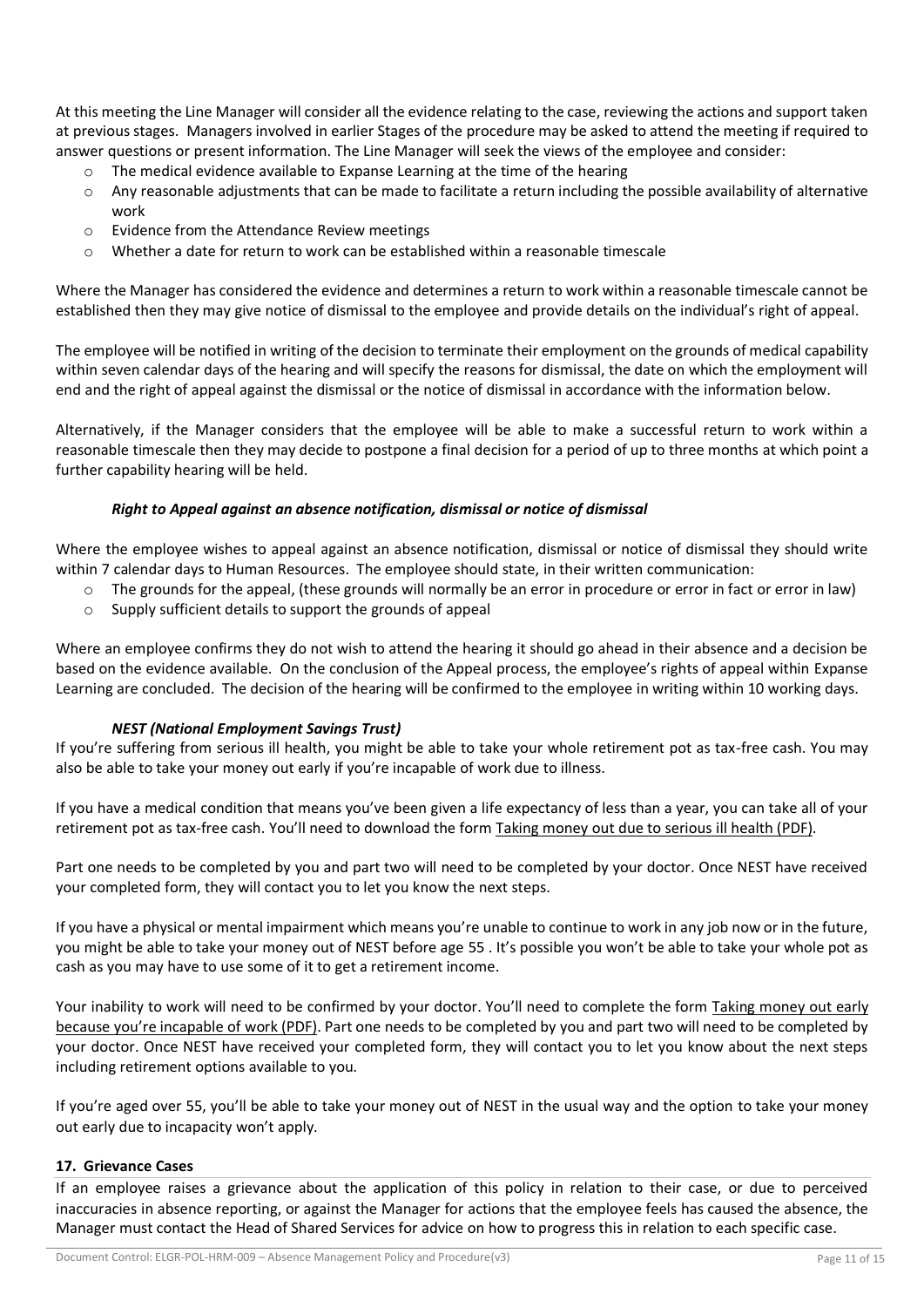At this meeting the Line Manager will consider all the evidence relating to the case, reviewing the actions and support taken at previous stages. Managers involved in earlier Stages of the procedure may be asked to attend the meeting if required to answer questions or present information. The Line Manager will seek the views of the employee and consider:

- The medical evidence available to Expanse Learning at the time of the hearing
- Any reasonable adjustments that can be made to facilitate a return including the possible availability of alternative work
- Evidence from the Attendance Review meetings
- Whether a date for return to work can be established within a reasonable timescale

Where the Manager has considered the evidence and determines a return to work within a reasonable timescale cannot be established then they may give notice of dismissal to the employee and provide details on the individual's right of appeal.

The employee will be notified in writing of the decision to terminate their employment on the grounds of medical capability within seven calendar days of the hearing and will specify the reasons for dismissal, the date on which the employment will end and the right of appeal against the dismissal or the notice of dismissal in accordance with the information below.

Alternatively, if the Manager considers that the employee will be able to make a successful return to work within a reasonable timescale then they may decide to postpone a final decision for a period of up to three months at which point a further capability hearing will be held.

***Right to Appeal against an absence notification, dismissal or notice of dismissal***

Where the employee wishes to appeal against an absence notification, dismissal or notice of dismissal they should write within 7 calendar days to Human Resources. The employee should state, in their written communication:

- The grounds for the appeal, (these grounds will normally be an error in procedure or error in fact or error in law)
- Supply sufficient details to support the grounds of appeal

Where an employee confirms they do not wish to attend the hearing it should go ahead in their absence and a decision be based on the evidence available. On the conclusion of the Appeal process, the employee's rights of appeal within Expanse Learning are concluded. The decision of the hearing will be confirmed to the employee in writing within 10 working days.

***NEST (National Employment Savings Trust)***

If you're suffering from serious ill health, you might be able to take your whole retirement pot as tax-free cash. You may also be able to take your money out early if you're incapable of work due to illness.

If you have a medical condition that means you've been given a life expectancy of less than a year, you can take all of your retirement pot as tax-free cash. You'll need to download the form Taking money out due to serious ill health (PDF).

Part one needs to be completed by you and part two will need to be completed by your doctor. Once NEST have received your completed form, they will contact you to let you know the next steps.

If you have a physical or mental impairment which means you're unable to continue to work in any job now or in the future, you might be able to take your money out of NEST before age 55 . It's possible you won't be able to take your whole pot as cash as you may have to use some of it to get a retirement income.

Your inability to work will need to be confirmed by your doctor. You'll need to complete the form Taking money out early because you're incapable of work (PDF). Part one needs to be completed by you and part two will need to be completed by your doctor. Once NEST have received your completed form, they will contact you to let you know about the next steps including retirement options available to you.

If you're aged over 55, you'll be able to take your money out of NEST in the usual way and the option to take your money out early due to incapacity won't apply.

## 17. Grievance Cases

If an employee raises a grievance about the application of this policy in relation to their case, or due to perceived inaccuracies in absence reporting, or against the Manager for actions that the employee feels has caused the absence, the Manager must contact the Head of Shared Services for advice on how to progress this in relation to each specific case.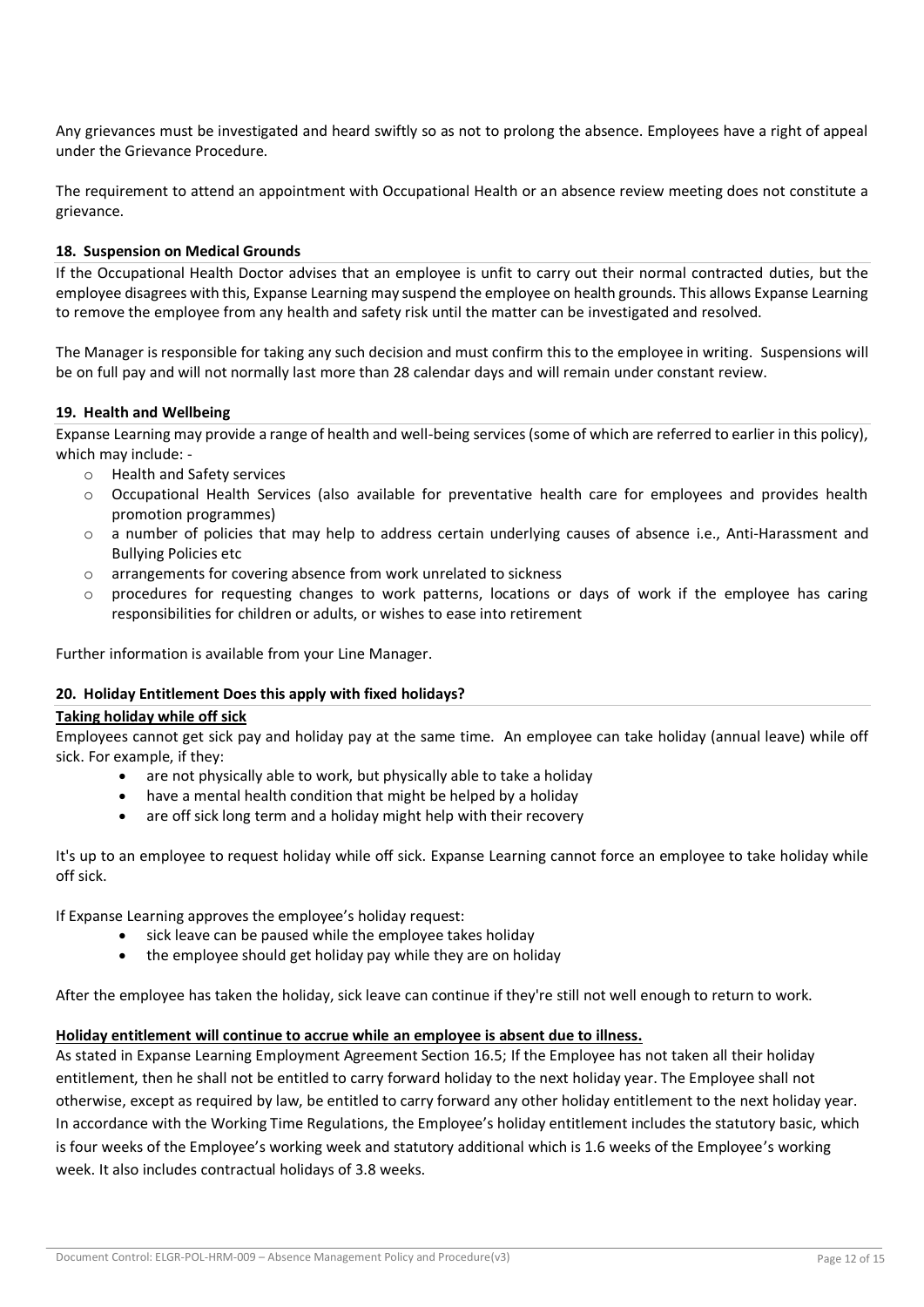Any grievances must be investigated and heard swiftly so as not to prolong the absence. Employees have a right of appeal under the Grievance Procedure.

The requirement to attend an appointment with Occupational Health or an absence review meeting does not constitute a grievance.

### 18. Suspension on Medical Grounds

If the Occupational Health Doctor advises that an employee is unfit to carry out their normal contracted duties, but the employee disagrees with this, Expanse Learning may suspend the employee on health grounds. This allows Expanse Learning to remove the employee from any health and safety risk until the matter can be investigated and resolved.

The Manager is responsible for taking any such decision and must confirm this to the employee in writing. Suspensions will be on full pay and will not normally last more than 28 calendar days and will remain under constant review.

### 19. Health and Wellbeing

Expanse Learning may provide a range of health and well-being services (some of which are referred to earlier in this policy), which may include: -

- Health and Safety services
- Occupational Health Services (also available for preventative health care for employees and provides health promotion programmes)
- a number of policies that may help to address certain underlying causes of absence i.e., Anti-Harassment and Bullying Policies etc
- arrangements for covering absence from work unrelated to sickness
- procedures for requesting changes to work patterns, locations or days of work if the employee has caring responsibilities for children or adults, or wishes to ease into retirement

Further information is available from your Line Manager.

### 20. Holiday Entitlement Does this apply with fixed holidays?

**Taking holiday while off sick**

Employees cannot get sick pay and holiday pay at the same time. An employee can take holiday (annual leave) while off sick. For example, if they:

- are not physically able to work, but physically able to take a holiday
- have a mental health condition that might be helped by a holiday
- are off sick long term and a holiday might help with their recovery

It's up to an employee to request holiday while off sick. Expanse Learning cannot force an employee to take holiday while off sick.

If Expanse Learning approves the employee's holiday request:

- sick leave can be paused while the employee takes holiday
- the employee should get holiday pay while they are on holiday

After the employee has taken the holiday, sick leave can continue if they're still not well enough to return to work.

**Holiday entitlement will continue to accrue while an employee is absent due to illness.**

As stated in Expanse Learning Employment Agreement Section 16.5; If the Employee has not taken all their holiday entitlement, then he shall not be entitled to carry forward holiday to the next holiday year. The Employee shall not otherwise, except as required by law, be entitled to carry forward any other holiday entitlement to the next holiday year. In accordance with the Working Time Regulations, the Employee's holiday entitlement includes the statutory basic, which is four weeks of the Employee's working week and statutory additional which is 1.6 weeks of the Employee's working week. It also includes contractual holidays of 3.8 weeks.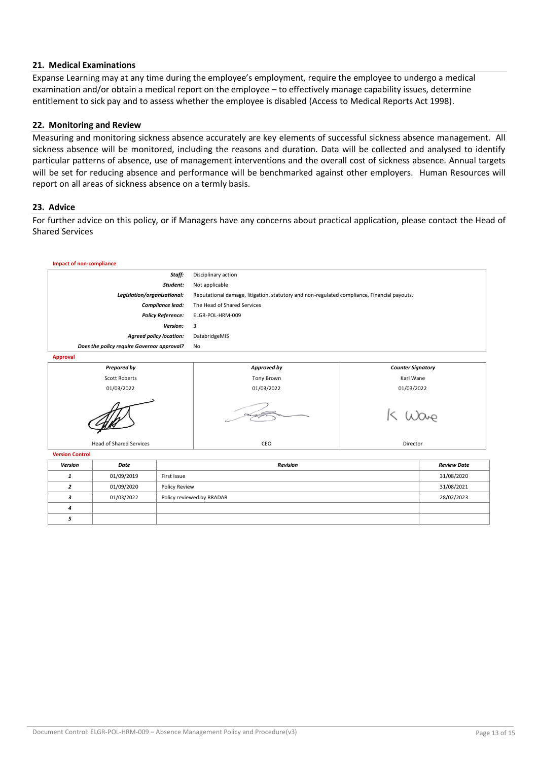### 21. Medical Examinations

Expanse Learning may at any time during the employee's employment, require the employee to undergo a medical examination and/or obtain a medical report on the employee – to effectively manage capability issues, determine entitlement to sick pay and to assess whether the employee is disabled (Access to Medical Reports Act 1998).

### 22. Monitoring and Review

Measuring and monitoring sickness absence accurately are key elements of successful sickness absence management. All sickness absence will be monitored, including the reasons and duration. Data will be collected and analysed to identify particular patterns of absence, use of management interventions and the overall cost of sickness absence. Annual targets will be set for reducing absence and performance will be benchmarked against other employers. Human Resources will report on all areas of sickness absence on a termly basis.

### 23. Advice

For further advice on this policy, or if Managers have any concerns about practical application, please contact the Head of Shared Services

**Impact of non-compliance**

| | |
|---|---|
| ***Staff:*** | Disciplinary action |
| ***Student:*** | Not applicable |
| ***Legislation/organisational:*** | Reputational damage, litigation, statutory and non-regulated compliance, Financial payouts. |
| ***Compliance lead:*** | The Head of Shared Services |
| ***Policy Reference:*** | ELGR-POL-HRM-009 |
| ***Version:*** | 3 |
| ***Agreed policy location:*** | DatabridgeMIS |
| ***Does the policy require Governor approval?*** | No |

**Approval**

| *Prepared by* | *Approved by* | *Counter Signatory* |
|---|---|---|
| Scott Roberts | Tony Brown | Karl Wane |
| 01/03/2022 | 01/03/2022 | 01/03/2022 |
| [signature] | [signature] | K Wane |
| Head of Shared Services | CEO | Director |

**Version Control**

| *Version* | *Date* | *Revision* | *Review Date* |
|---|---|---|---|
| *1* | 01/09/2019 | First Issue | 31/08/2020 |
| *2* | 01/09/2020 | Policy Review | 31/08/2021 |
| *3* | 01/03/2022 | Policy reviewed by RRADAR | 28/02/2023 |
| *4* | | | |
| *5* | | | |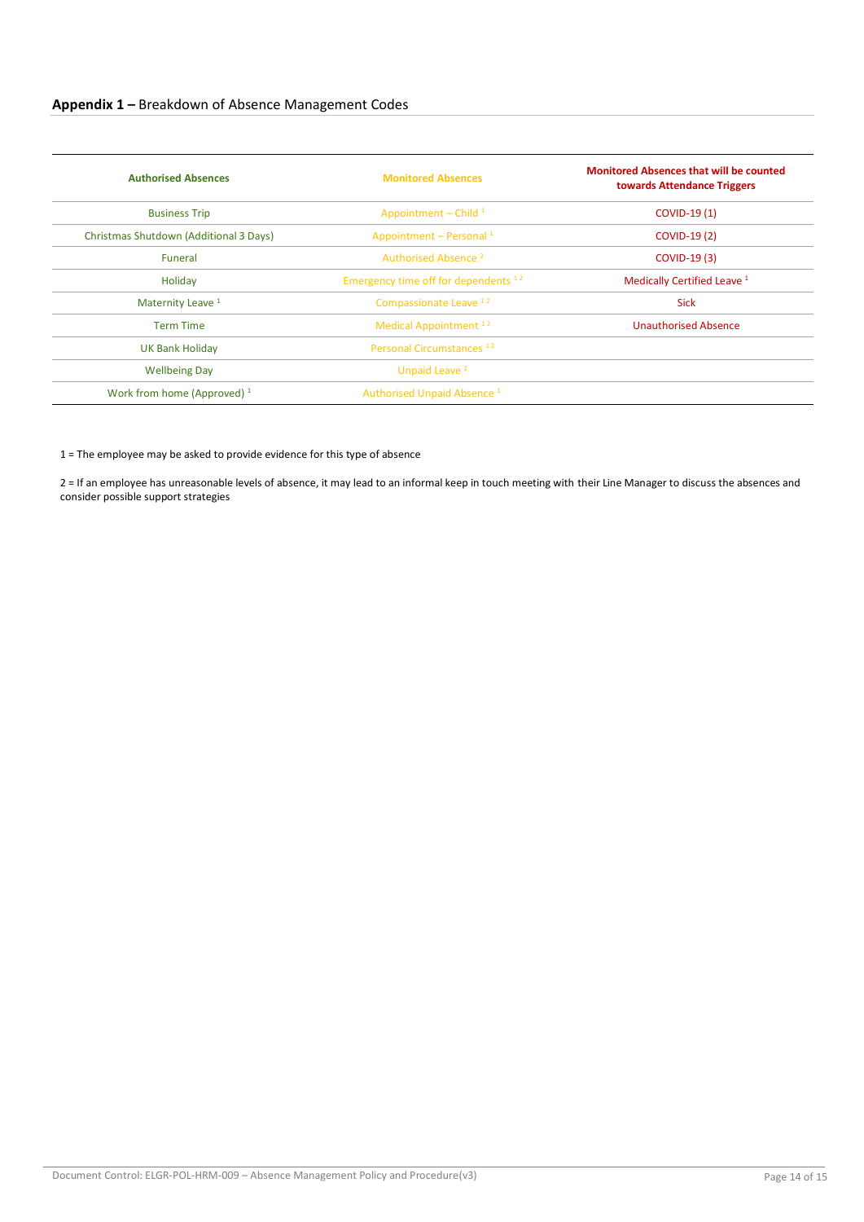## **Appendix 1 –** Breakdown of Absence Management Codes

| Authorised Absences | Monitored Absences | Monitored Absences that will be counted towards Attendance Triggers |
|---|---|---|
| Business Trip | Appointment – Child [1] | COVID-19 (1) |
| Christmas Shutdown (Additional 3 Days) | Appointment – Personal [1] | COVID-19 (2) |
| Funeral | Authorised Absence [2] | COVID-19 (3) |
| Holiday | Emergency time off for dependents [1 2] | Medically Certified Leave [1] |
| Maternity Leave [1] | Compassionate Leave [1 2] | Sick |
| Term Time | Medical Appointment [1 2] | Unauthorised Absence |
| UK Bank Holiday | Personal Circumstances [1 2] | |
| Wellbeing Day | Unpaid Leave [2] | |
| Work from home (Approved) [1] | Authorised Unpaid Absence [1] | |

1 = The employee may be asked to provide evidence for this type of absence

2 = If an employee has unreasonable levels of absence, it may lead to an informal keep in touch meeting with their Line Manager to discuss the absences and consider possible support strategies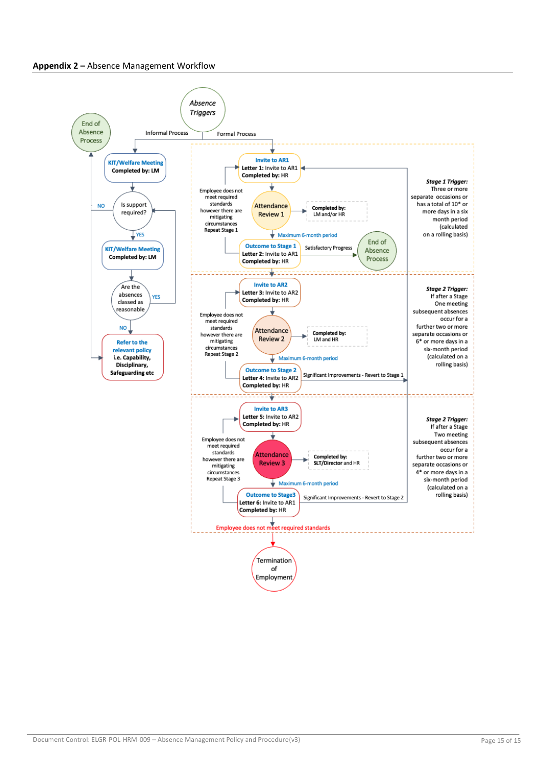**Appendix 2 –** Absence Management Workflow

Absence Triggers

Informal Process

Formal Process

End of Absence Process

KIT/Welfare Meeting
Completed by: LM

Is support required?

NO

YES

KIT/Welfare Meeting
Completed by: LM

Are the absences classed as reasonable

YES

NO

Refer to the relevant policy
i.e. Capability, Disciplinary, Safeguarding etc

Invite to AR1
**Letter 1:** Invite to AR1
**Completed by:** HR

Employee does not meet required standards however there are mitigating circumstances Repeat Stage 1

Attendance Review 1

Completed by: LM and/or HR

Maximum 6-month period

Outcome to Stage 1
**Letter 2:** Invite to AR1
**Completed by:** HR

Satisfactory Progress

End of Absence Process

***Stage 1 Trigger:*** Three or more separate occasions or has a total of 10* or more days in a six month period (calculated on a rolling basis)

Invite to AR2
**Letter 3:** Invite to AR2
**Completed by:** HR

Employee does not meet required standards however there are mitigating circumstances Repeat Stage 2

Attendance Review 2

Completed by: LM and HR

Maximum 6-month period

Outcome to Stage 2
**Letter 4:** Invite to AR2
**Completed by:** HR

Significant Improvements - Revert to Stage 1

***Stage 2 Trigger:*** If after a Stage One meeting subsequent absences occur for a further two or more separate occasions or 6* or more days in a six-month period (calculated on a rolling basis)

Invite to AR3
**Letter 5:** Invite to AR2
**Completed by:** HR

Employee does not meet required standards however there are mitigating circumstances Repeat Stage 3

Attendance Review 3

Completed by: SLT/Director and HR

Maximum 6-month period

Outcome to Stage3
**Letter 6:** Invite to AR1
**Completed by:** HR

Significant Improvements - Revert to Stage 2

***Stage 2 Trigger:*** If after a Stage Two meeting subsequent absences occur for a further two or more separate occasions or 4* or more days in a six-month period (calculated on a rolling basis)

Employee does not meet required standards

Termination of Employment

Document Control: ELGR-POL-HRM-009 – Absence Management Policy and Procedure(v3)